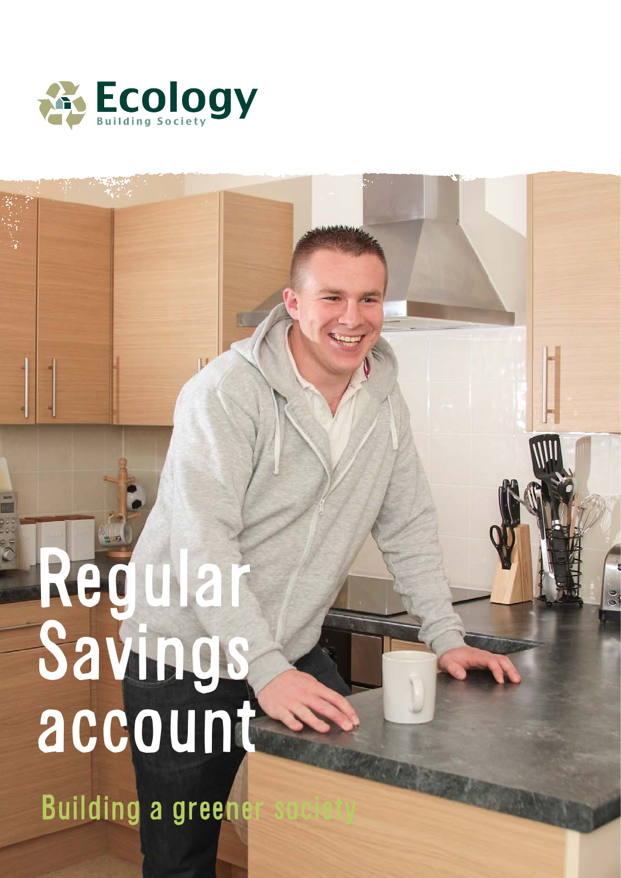Ecology
Building Society

# Regular Savings account

Building a greener society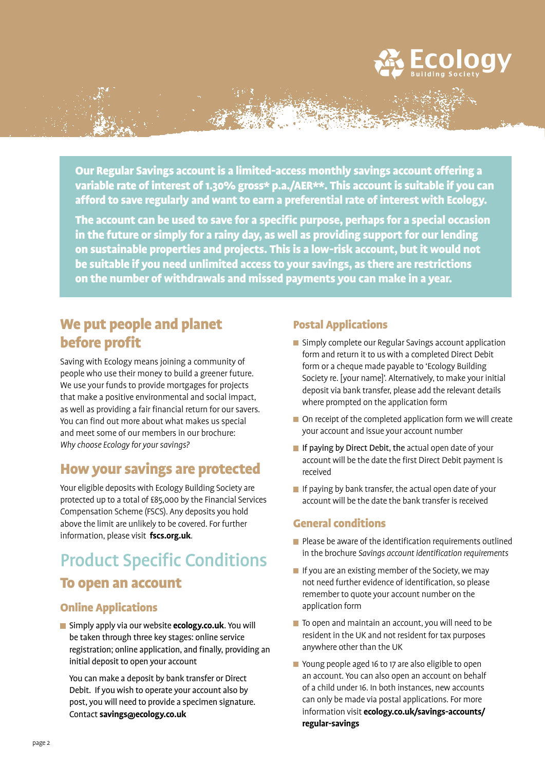**Our Regular Savings account is a limited-access monthly savings account offering a variable rate of interest of 1.30% gross* p.a./AER**. This account is suitable if you can afford to save regularly and want to earn a preferential rate of interest with Ecology.**

**The account can be used to save for a specific purpose, perhaps for a special occasion in the future or simply for a rainy day, as well as providing support for our lending on sustainable properties and projects. This is a low-risk account, but it would not be suitable if you need unlimited access to your savings, as there are restrictions on the number of withdrawals and missed payments you can make in a year.**

## We put people and planet before profit

Saving with Ecology means joining a community of people who use their money to build a greener future. We use your funds to provide mortgages for projects that make a positive environmental and social impact, as well as providing a fair financial return for our savers. You can find out more about what makes us special and meet some of our members in our brochure: *Why choose Ecology for your savings?*

## How your savings are protected

Your eligible deposits with Ecology Building Society are protected up to a total of £85,000 by the Financial Services Compensation Scheme (FSCS). Any deposits you hold above the limit are unlikely to be covered. For further information, please visit **fscs.org.uk**.

# Product Specific Conditions

## To open an account

### Online Applications

- Simply apply via our website **ecology.co.uk**. You will be taken through three key stages: online service registration; online application, and finally, providing an initial deposit to open your account

  You can make a deposit by bank transfer or Direct Debit. If you wish to operate your account also by post, you will need to provide a specimen signature. Contact **savings@ecology.co.uk**

### Postal Applications

- Simply complete our Regular Savings account application form and return it to us with a completed Direct Debit form or a cheque made payable to 'Ecology Building Society re. [your name]'. Alternatively, to make your initial deposit via bank transfer, please add the relevant details where prompted on the application form
- On receipt of the completed application form we will create your account and issue your account number
- If paying by Direct Debit, the actual open date of your account will be the date the first Direct Debit payment is received
- If paying by bank transfer, the actual open date of your account will be the date the bank transfer is received

### General conditions

- Please be aware of the identification requirements outlined in the brochure *Savings account identification requirements*
- If you are an existing member of the Society, we may not need further evidence of identification, so please remember to quote your account number on the application form
- To open and maintain an account, you will need to be resident in the UK and not resident for tax purposes anywhere other than the UK
- Young people aged 16 to 17 are also eligible to open an account. You can also open an account on behalf of a child under 16. In both instances, new accounts can only be made via postal applications. For more information visit **ecology.co.uk/savings-accounts/regular-savings**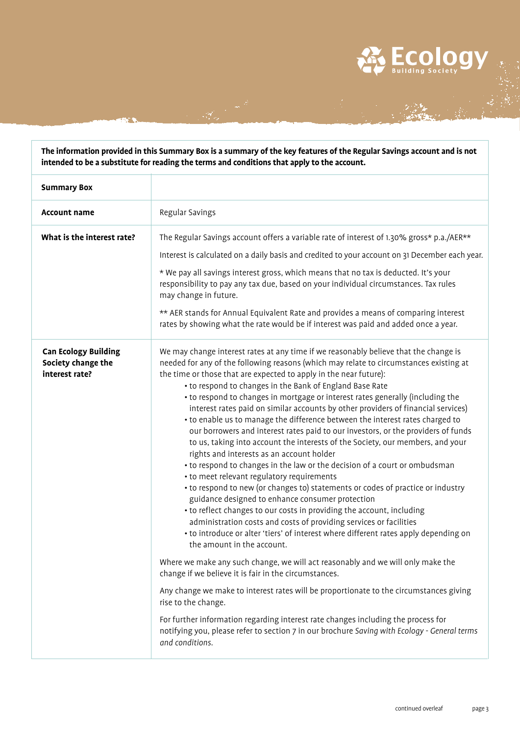**The information provided in this Summary Box is a summary of the key features of the Regular Savings account and is not intended to be a substitute for reading the terms and conditions that apply to the account.**

| **Summary Box** | |
|---|---|
| **Account name** | Regular Savings |
| **What is the interest rate?** | The Regular Savings account offers a variable rate of interest of 1.30% gross* p.a./AER**<br><br>Interest is calculated on a daily basis and credited to your account on 31 December each year.<br><br>* We pay all savings interest gross, which means that no tax is deducted. It's your responsibility to pay any tax due, based on your individual circumstances. Tax rules may change in future.<br><br>** AER stands for Annual Equivalent Rate and provides a means of comparing interest rates by showing what the rate would be if interest was paid and added once a year. |
| **Can Ecology Building Society change the interest rate?** | We may change interest rates at any time if we reasonably believe that the change is needed for any of the following reasons (which may relate to circumstances existing at the time or those that are expected to apply in the near future):<br>• to respond to changes in the Bank of England Base Rate<br>• to respond to changes in mortgage or interest rates generally (including the interest rates paid on similar accounts by other providers of financial services)<br>• to enable us to manage the difference between the interest rates charged to our borrowers and interest rates paid to our investors, or the providers of funds to us, taking into account the interests of the Society, our members, and your rights and interests as an account holder<br>• to respond to changes in the law or the decision of a court or ombudsman<br>• to meet relevant regulatory requirements<br>• to respond to new (or changes to) statements or codes of practice or industry guidance designed to enhance consumer protection<br>• to reflect changes to our costs in providing the account, including administration costs and costs of providing services or facilities<br>• to introduce or alter 'tiers' of interest where different rates apply depending on the amount in the account.<br><br>Where we make any such change, we will act reasonably and we will only make the change if we believe it is fair in the circumstances.<br><br>Any change we make to interest rates will be proportionate to the circumstances giving rise to the change.<br><br>For further information regarding interest rate changes including the process for notifying you, please refer to section 7 in our brochure *Saving with Ecology - General terms and conditions*. |

continued overleaf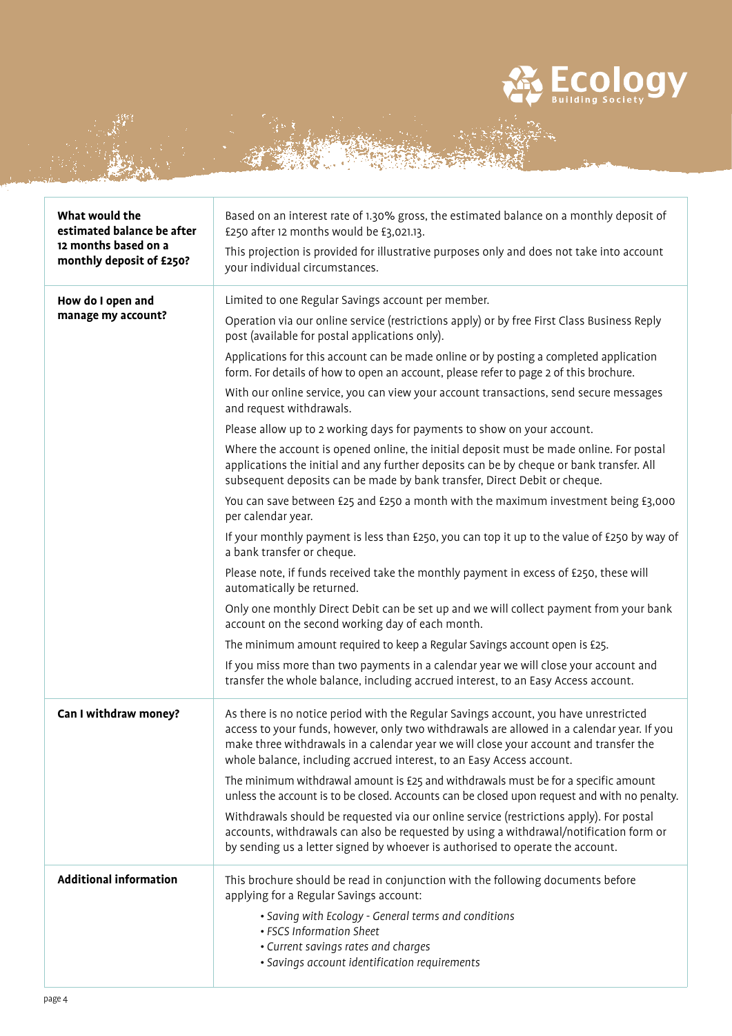| | |
|---|---|
| **What would the estimated balance be after 12 months based on a monthly deposit of £250?** | Based on an interest rate of 1.30% gross, the estimated balance on a monthly deposit of £250 after 12 months would be £3,021.13.<br><br>This projection is provided for illustrative purposes only and does not take into account your individual circumstances. |
| **How do I open and manage my account?** | Limited to one Regular Savings account per member.<br><br>Operation via our online service (restrictions apply) or by free First Class Business Reply post (available for postal applications only).<br><br>Applications for this account can be made online or by posting a completed application form. For details of how to open an account, please refer to page 2 of this brochure.<br><br>With our online service, you can view your account transactions, send secure messages and request withdrawals.<br><br>Please allow up to 2 working days for payments to show on your account.<br><br>Where the account is opened online, the initial deposit must be made online. For postal applications the initial and any further deposits can be by cheque or bank transfer. All subsequent deposits can be made by bank transfer, Direct Debit or cheque.<br><br>You can save between £25 and £250 a month with the maximum investment being £3,000 per calendar year.<br><br>If your monthly payment is less than £250, you can top it up to the value of £250 by way of a bank transfer or cheque.<br><br>Please note, if funds received take the monthly payment in excess of £250, these will automatically be returned.<br><br>Only one monthly Direct Debit can be set up and we will collect payment from your bank account on the second working day of each month.<br><br>The minimum amount required to keep a Regular Savings account open is £25.<br><br>If you miss more than two payments in a calendar year we will close your account and transfer the whole balance, including accrued interest, to an Easy Access account. |
| **Can I withdraw money?** | As there is no notice period with the Regular Savings account, you have unrestricted access to your funds, however, only two withdrawals are allowed in a calendar year. If you make three withdrawals in a calendar year we will close your account and transfer the whole balance, including accrued interest, to an Easy Access account.<br><br>The minimum withdrawal amount is £25 and withdrawals must be for a specific amount unless the account is to be closed. Accounts can be closed upon request and with no penalty.<br><br>Withdrawals should be requested via our online service (restrictions apply). For postal accounts, withdrawals can also be requested by using a withdrawal/notification form or by sending us a letter signed by whoever is authorised to operate the account. |
| **Additional information** | This brochure should be read in conjunction with the following documents before applying for a Regular Savings account:<br><br>• *Saving with Ecology - General terms and conditions*<br>• *FSCS Information Sheet*<br>• *Current savings rates and charges*<br>• *Savings account identification requirements* |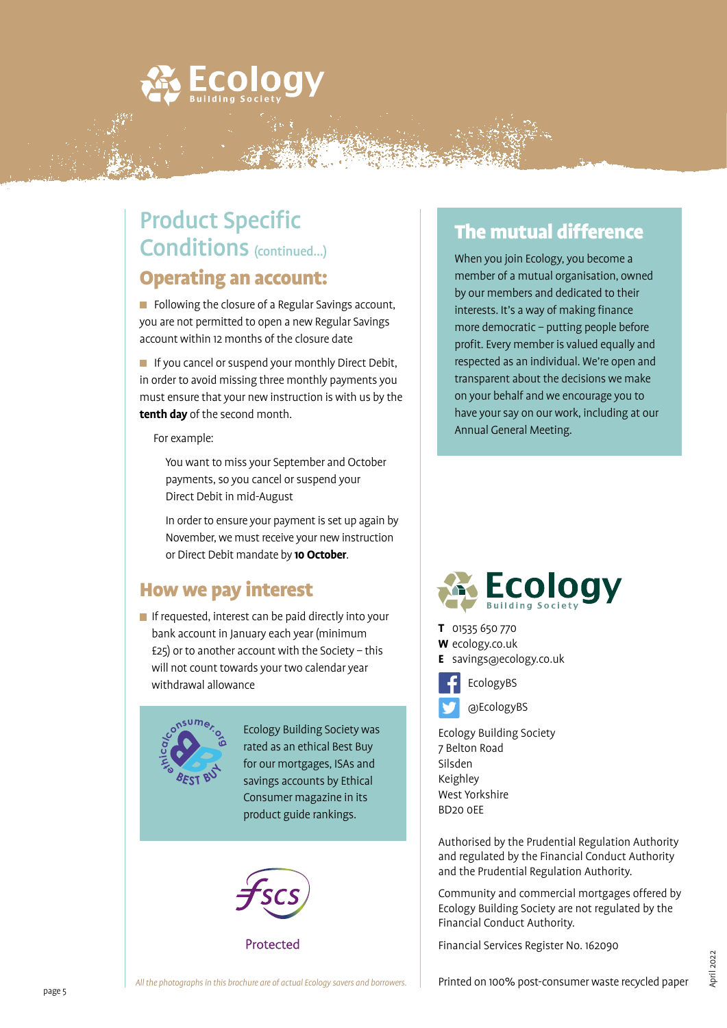# Product Specific Conditions (continued...)

## Operating an account:

- Following the closure of a Regular Savings account, you are not permitted to open a new Regular Savings account within 12 months of the closure date
- If you cancel or suspend your monthly Direct Debit, in order to avoid missing three monthly payments you must ensure that your new instruction is with us by the **tenth day** of the second month.

For example:

You want to miss your September and October payments, so you cancel or suspend your Direct Debit in mid-August

In order to ensure your payment is set up again by November, we must receive your new instruction or Direct Debit mandate by **10 October**.

## How we pay interest

- If requested, interest can be paid directly into your bank account in January each year (minimum £25) or to another account with the Society – this will not count towards your two calendar year withdrawal allowance

Ecology Building Society was rated as an ethical Best Buy for our mortgages, ISAs and savings accounts by Ethical Consumer magazine in its product guide rankings.

Protected

*All the photographs in this brochure are of actual Ecology savers and borrowers.*

## The mutual difference

When you join Ecology, you become a member of a mutual organisation, owned by our members and dedicated to their interests. It's a way of making finance more democratic – putting people before profit. Every member is valued equally and respected as an individual. We're open and transparent about the decisions we make on your behalf and we encourage you to have your say on our work, including at our Annual General Meeting.

Ecology Building Society

**T** 01535 650 770
**W** ecology.co.uk
**E** savings@ecology.co.uk

EcologyBS

@EcologyBS

Ecology Building Society
7 Belton Road
Silsden
Keighley
West Yorkshire
BD20 0EE

Authorised by the Prudential Regulation Authority and regulated by the Financial Conduct Authority and the Prudential Regulation Authority.

Community and commercial mortgages offered by Ecology Building Society are not regulated by the Financial Conduct Authority.

Financial Services Register No. 162090

Printed on 100% post-consumer waste recycled paper

April 2022